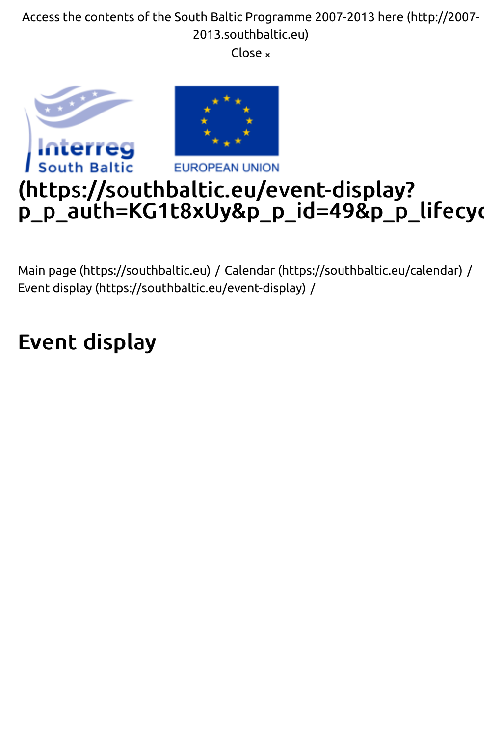Access the contents of the South Baltic Programme 2007-2013 here (http://2007-2013.southbaltic.eu)

Close ×

# (https://southbaltic.eu/event-display?p_p_auth=KG1t8xUy&p_p_id=49&p_p_lifecyc

Main page (https://southbaltic.eu) / Calendar (https://southbaltic.eu/calendar) / Event display (https://southbaltic.eu/event-display) /

## Event display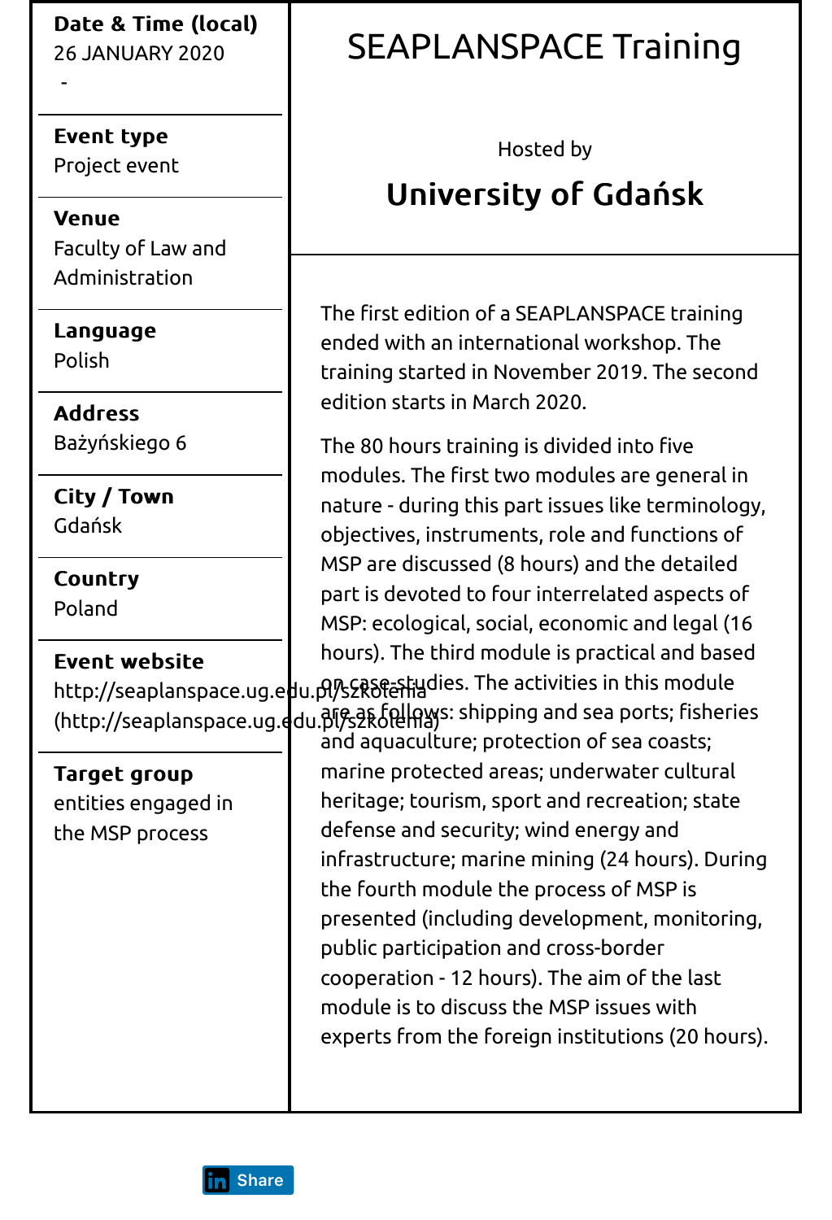# SEAPLANSPACE Training

Hosted by

## University of Gdańsk

**Date & Time (local)**
26 JANUARY 2020
-

**Event type**
Project event

**Venue**
Faculty of Law and Administration

**Language**
Polish

**Address**
Bażyńskiego 6

**City / Town**
Gdańsk

**Country**
Poland

**Event website**
http://seaplanspace.ug.edu.pl/szkolenia
(http://seaplanspace.ug.edu.pl/szkolenia)

**Target group**
entities engaged in the MSP process

The first edition of a SEAPLANSPACE training ended with an international workshop. The training started in November 2019. The second edition starts in March 2020.

The 80 hours training is divided into five modules. The first two modules are general in nature - during this part issues like terminology, objectives, instruments, role and functions of MSP are discussed (8 hours) and the detailed part is devoted to four interrelated aspects of MSP: ecological, social, economic and legal (16 hours). The third module is practical and based on case-studies. The activities in this module are as follows: shipping and sea ports; fisheries and aquaculture; protection of sea coasts; marine protected areas; underwater cultural heritage; tourism, sport and recreation; state defense and security; wind energy and infrastructure; marine mining (24 hours). During the fourth module the process of MSP is presented (including development, monitoring, public participation and cross-border cooperation - 12 hours). The aim of the last module is to discuss the MSP issues with experts from the foreign institutions (20 hours).

Share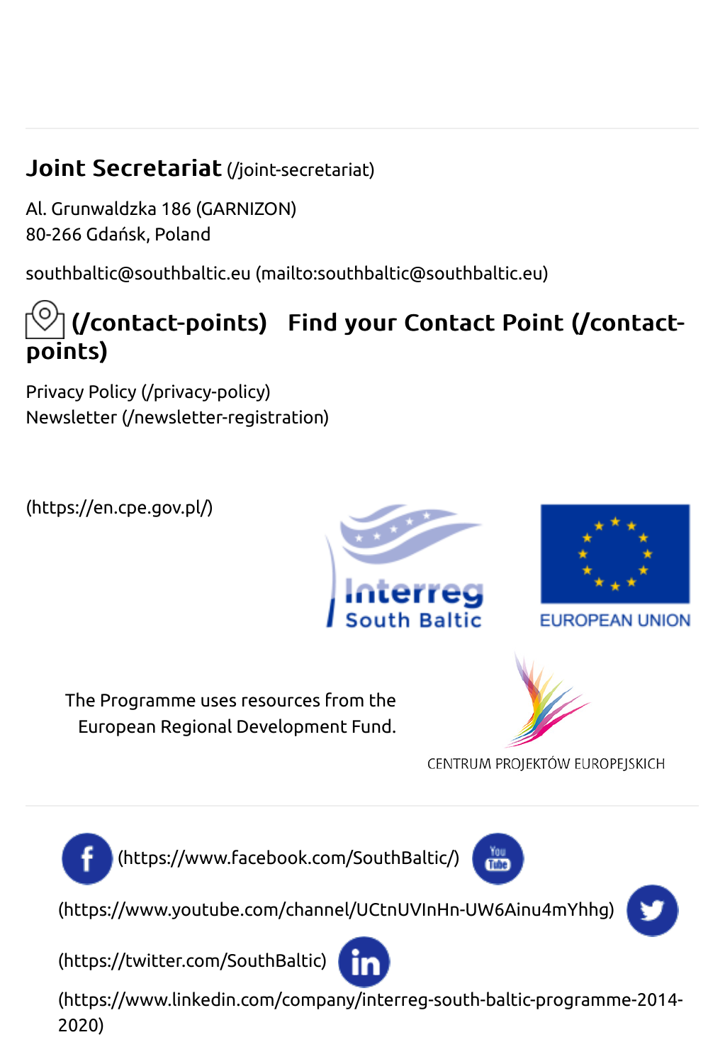## Joint Secretariat (/joint-secretariat)

Al. Grunwaldzka 186 (GARNIZON)
80-266 Gdańsk, Poland

southbaltic@southbaltic.eu (mailto:southbaltic@southbaltic.eu)

## (/contact-points) Find your Contact Point (/contact-points)

Privacy Policy (/privacy-policy)
Newsletter (/newsletter-registration)

(https://en.cpe.gov.pl/)

Interreg South Baltic

EUROPEAN UNION

The Programme uses resources from the European Regional Development Fund.

CENTRUM PROJEKTÓW EUROPEJSKICH

(https://www.facebook.com/SouthBaltic/)

(https://www.youtube.com/channel/UCtnUVInHn-UW6Ainu4mYhhg)

(https://twitter.com/SouthBaltic)

(https://www.linkedin.com/company/interreg-south-baltic-programme-2014-2020)